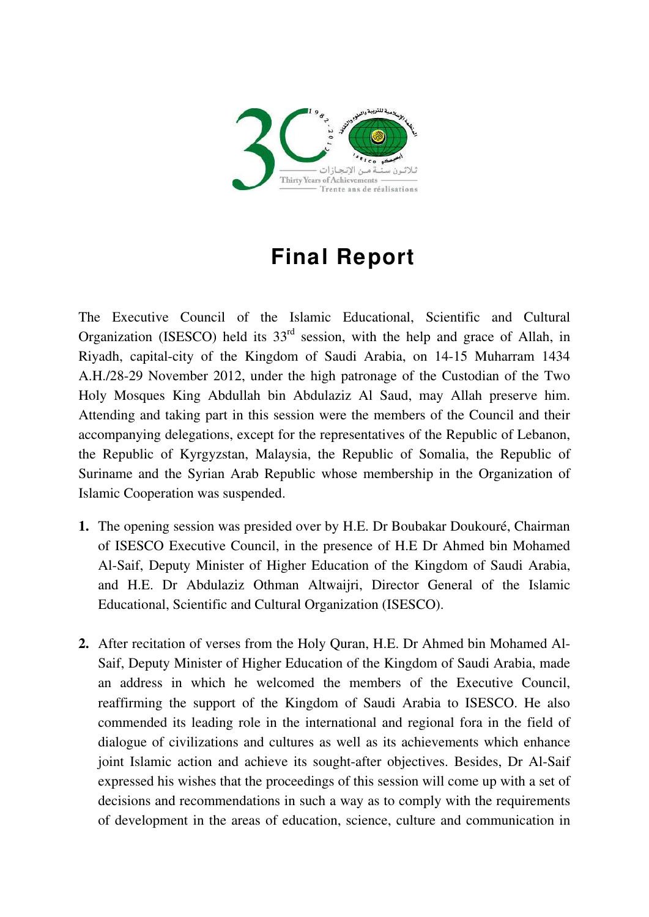# Final Report

The Executive Council of the Islamic Educational, Scientific and Cultural Organization (ISESCO) held its 33rd session, with the help and grace of Allah, in Riyadh, capital-city of the Kingdom of Saudi Arabia, on 14-15 Muharram 1434 A.H./28-29 November 2012, under the high patronage of the Custodian of the Two Holy Mosques King Abdullah bin Abdulaziz Al Saud, may Allah preserve him. Attending and taking part in this session were the members of the Council and their accompanying delegations, except for the representatives of the Republic of Lebanon, the Republic of Kyrgyzstan, Malaysia, the Republic of Somalia, the Republic of Suriname and the Syrian Arab Republic whose membership in the Organization of Islamic Cooperation was suspended.

1. The opening session was presided over by H.E. Dr Boubakar Doukouré, Chairman of ISESCO Executive Council, in the presence of H.E Dr Ahmed bin Mohamed Al-Saif, Deputy Minister of Higher Education of the Kingdom of Saudi Arabia, and H.E. Dr Abdulaziz Othman Altwaijri, Director General of the Islamic Educational, Scientific and Cultural Organization (ISESCO).

2. After recitation of verses from the Holy Quran, H.E. Dr Ahmed bin Mohamed Al-Saif, Deputy Minister of Higher Education of the Kingdom of Saudi Arabia, made an address in which he welcomed the members of the Executive Council, reaffirming the support of the Kingdom of Saudi Arabia to ISESCO. He also commended its leading role in the international and regional fora in the field of dialogue of civilizations and cultures as well as its achievements which enhance joint Islamic action and achieve its sought-after objectives. Besides, Dr Al-Saif expressed his wishes that the proceedings of this session will come up with a set of decisions and recommendations in such a way as to comply with the requirements of development in the areas of education, science, culture and communication in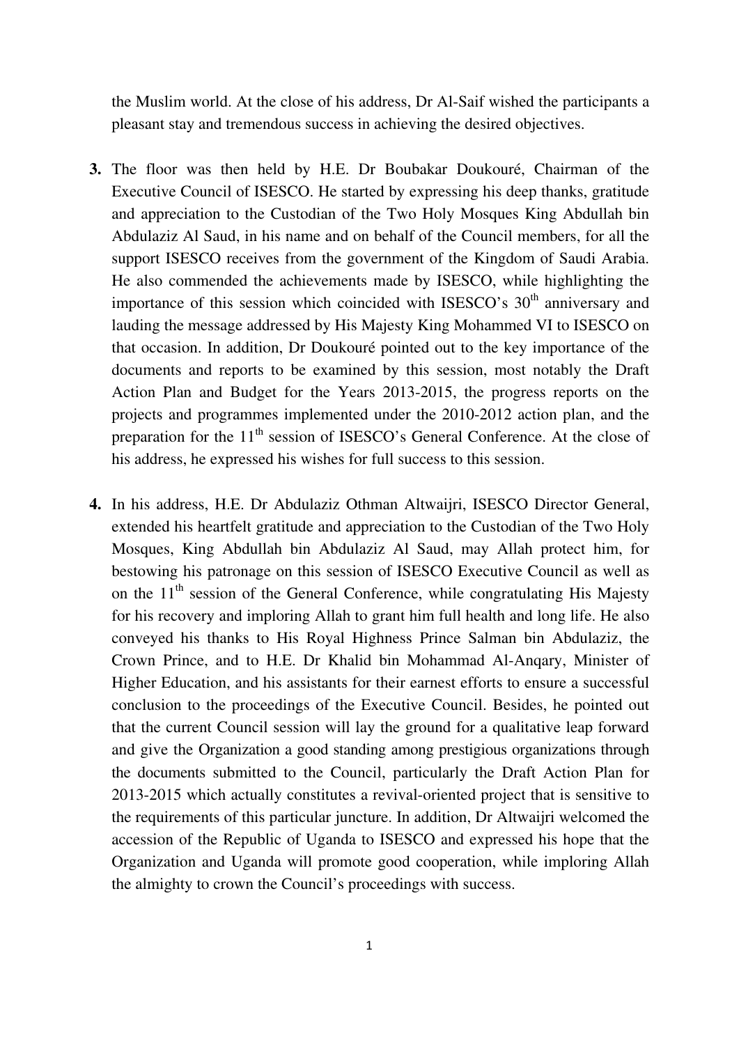the Muslim world. At the close of his address, Dr Al-Saif wished the participants a pleasant stay and tremendous success in achieving the desired objectives.

**3.** The floor was then held by H.E. Dr Boubakar Doukouré, Chairman of the Executive Council of ISESCO. He started by expressing his deep thanks, gratitude and appreciation to the Custodian of the Two Holy Mosques King Abdullah bin Abdulaziz Al Saud, in his name and on behalf of the Council members, for all the support ISESCO receives from the government of the Kingdom of Saudi Arabia. He also commended the achievements made by ISESCO, while highlighting the importance of this session which coincided with ISESCO's 30th anniversary and lauding the message addressed by His Majesty King Mohammed VI to ISESCO on that occasion. In addition, Dr Doukouré pointed out to the key importance of the documents and reports to be examined by this session, most notably the Draft Action Plan and Budget for the Years 2013-2015, the progress reports on the projects and programmes implemented under the 2010-2012 action plan, and the preparation for the 11th session of ISESCO's General Conference. At the close of his address, he expressed his wishes for full success to this session.

**4.** In his address, H.E. Dr Abdulaziz Othman Altwaijri, ISESCO Director General, extended his heartfelt gratitude and appreciation to the Custodian of the Two Holy Mosques, King Abdullah bin Abdulaziz Al Saud, may Allah protect him, for bestowing his patronage on this session of ISESCO Executive Council as well as on the 11th session of the General Conference, while congratulating His Majesty for his recovery and imploring Allah to grant him full health and long life. He also conveyed his thanks to His Royal Highness Prince Salman bin Abdulaziz, the Crown Prince, and to H.E. Dr Khalid bin Mohammad Al-Anqary, Minister of Higher Education, and his assistants for their earnest efforts to ensure a successful conclusion to the proceedings of the Executive Council. Besides, he pointed out that the current Council session will lay the ground for a qualitative leap forward and give the Organization a good standing among prestigious organizations through the documents submitted to the Council, particularly the Draft Action Plan for 2013-2015 which actually constitutes a revival-oriented project that is sensitive to the requirements of this particular juncture. In addition, Dr Altwaijri welcomed the accession of the Republic of Uganda to ISESCO and expressed his hope that the Organization and Uganda will promote good cooperation, while imploring Allah the almighty to crown the Council's proceedings with success.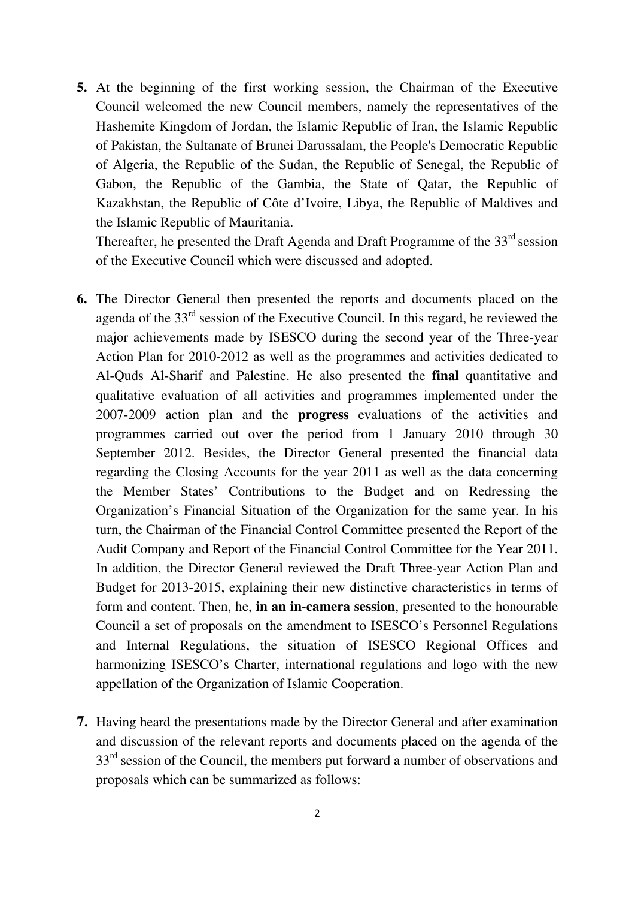**5.** At the beginning of the first working session, the Chairman of the Executive Council welcomed the new Council members, namely the representatives of the Hashemite Kingdom of Jordan, the Islamic Republic of Iran, the Islamic Republic of Pakistan, the Sultanate of Brunei Darussalam, the People's Democratic Republic of Algeria, the Republic of the Sudan, the Republic of Senegal, the Republic of Gabon, the Republic of the Gambia, the State of Qatar, the Republic of Kazakhstan, the Republic of Côte d'Ivoire, Libya, the Republic of Maldives and the Islamic Republic of Mauritania.

Thereafter, he presented the Draft Agenda and Draft Programme of the 33rd session of the Executive Council which were discussed and adopted.

**6.** The Director General then presented the reports and documents placed on the agenda of the 33rd session of the Executive Council. In this regard, he reviewed the major achievements made by ISESCO during the second year of the Three-year Action Plan for 2010-2012 as well as the programmes and activities dedicated to Al-Quds Al-Sharif and Palestine. He also presented the **final** quantitative and qualitative evaluation of all activities and programmes implemented under the 2007-2009 action plan and the **progress** evaluations of the activities and programmes carried out over the period from 1 January 2010 through 30 September 2012. Besides, the Director General presented the financial data regarding the Closing Accounts for the year 2011 as well as the data concerning the Member States' Contributions to the Budget and on Redressing the Organization's Financial Situation of the Organization for the same year. In his turn, the Chairman of the Financial Control Committee presented the Report of the Audit Company and Report of the Financial Control Committee for the Year 2011. In addition, the Director General reviewed the Draft Three-year Action Plan and Budget for 2013-2015, explaining their new distinctive characteristics in terms of form and content. Then, he, **in an in-camera session**, presented to the honourable Council a set of proposals on the amendment to ISESCO's Personnel Regulations and Internal Regulations, the situation of ISESCO Regional Offices and harmonizing ISESCO's Charter, international regulations and logo with the new appellation of the Organization of Islamic Cooperation.

**7.** Having heard the presentations made by the Director General and after examination and discussion of the relevant reports and documents placed on the agenda of the 33rd session of the Council, the members put forward a number of observations and proposals which can be summarized as follows: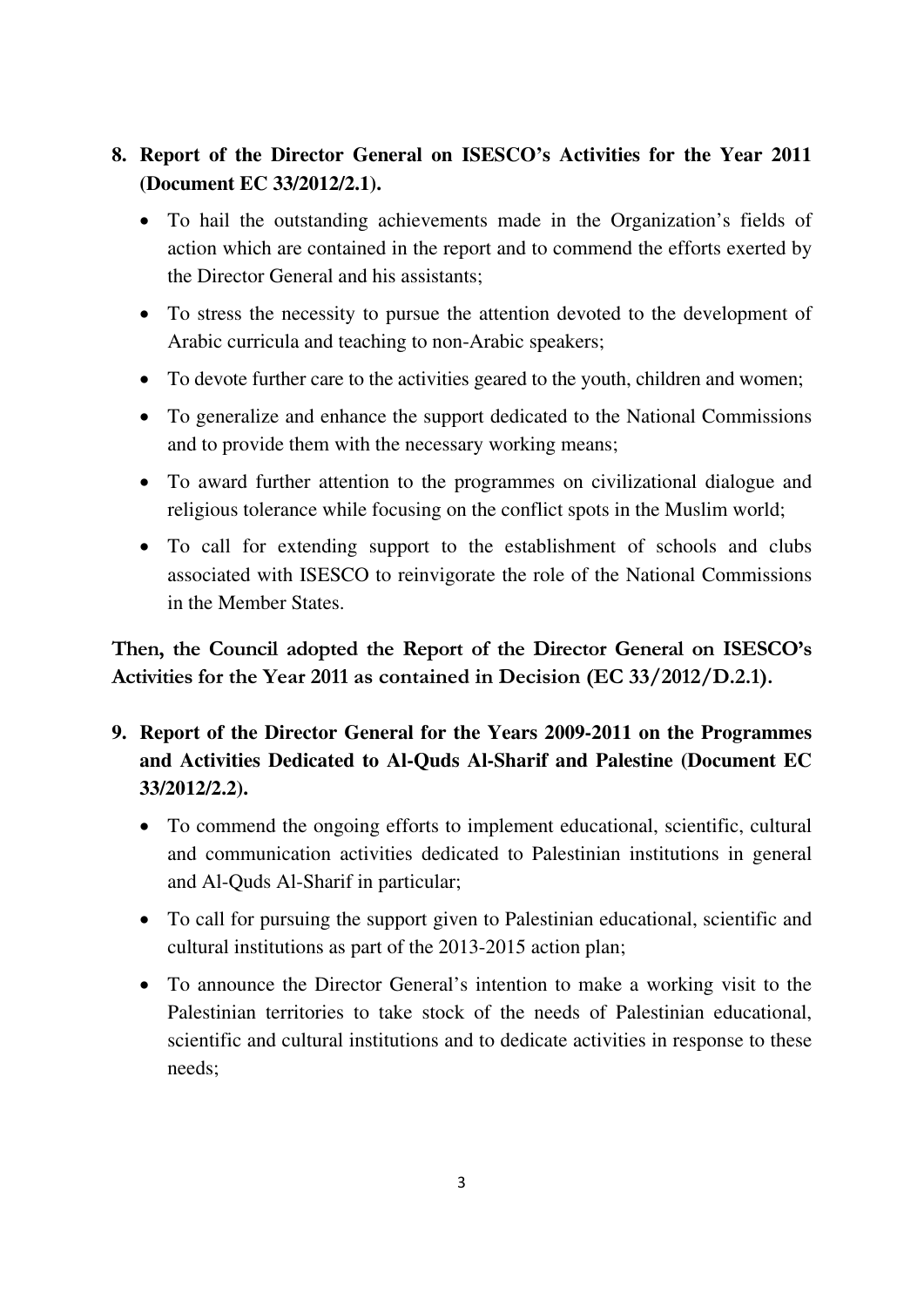8. **Report of the Director General on ISESCO's Activities for the Year 2011 (Document EC 33/2012/2.1).**

    - To hail the outstanding achievements made in the Organization's fields of action which are contained in the report and to commend the efforts exerted by the Director General and his assistants;
    - To stress the necessity to pursue the attention devoted to the development of Arabic curricula and teaching to non-Arabic speakers;
    - To devote further care to the activities geared to the youth, children and women;
    - To generalize and enhance the support dedicated to the National Commissions and to provide them with the necessary working means;
    - To award further attention to the programmes on civilizational dialogue and religious tolerance while focusing on the conflict spots in the Muslim world;
    - To call for extending support to the establishment of schools and clubs associated with ISESCO to reinvigorate the role of the National Commissions in the Member States.

**Then, the Council adopted the Report of the Director General on ISESCO's Activities for the Year 2011 as contained in Decision (EC 33/2012/D.2.1).**

9. **Report of the Director General for the Years 2009-2011 on the Programmes and Activities Dedicated to Al-Quds Al-Sharif and Palestine (Document EC 33/2012/2.2).**

    - To commend the ongoing efforts to implement educational, scientific, cultural and communication activities dedicated to Palestinian institutions in general and Al-Quds Al-Sharif in particular;
    - To call for pursuing the support given to Palestinian educational, scientific and cultural institutions as part of the 2013-2015 action plan;
    - To announce the Director General's intention to make a working visit to the Palestinian territories to take stock of the needs of Palestinian educational, scientific and cultural institutions and to dedicate activities in response to these needs;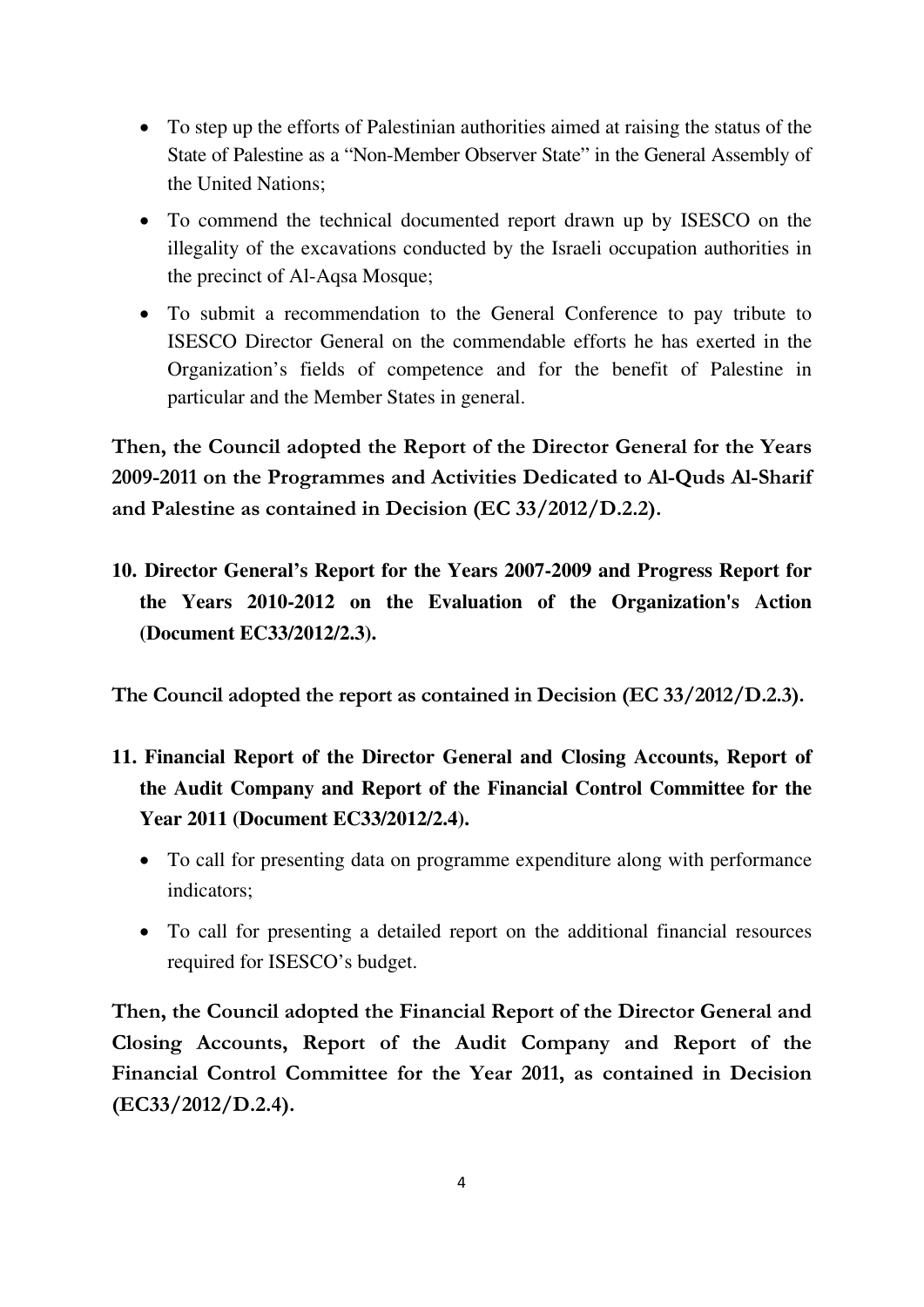- To step up the efforts of Palestinian authorities aimed at raising the status of the State of Palestine as a "Non-Member Observer State" in the General Assembly of the United Nations;
- To commend the technical documented report drawn up by ISESCO on the illegality of the excavations conducted by the Israeli occupation authorities in the precinct of Al-Aqsa Mosque;
- To submit a recommendation to the General Conference to pay tribute to ISESCO Director General on the commendable efforts he has exerted in the Organization's fields of competence and for the benefit of Palestine in particular and the Member States in general.

**Then, the Council adopted the Report of the Director General for the Years 2009-2011 on the Programmes and Activities Dedicated to Al-Quds Al-Sharif and Palestine as contained in Decision (EC 33/2012/D.2.2).**

**10. Director General's Report for the Years 2007-2009 and Progress Report for the Years 2010-2012 on the Evaluation of the Organization's Action (Document EC33/2012/2.3).**

**The Council adopted the report as contained in Decision (EC 33/2012/D.2.3).**

**11. Financial Report of the Director General and Closing Accounts, Report of the Audit Company and Report of the Financial Control Committee for the Year 2011 (Document EC33/2012/2.4).**

- To call for presenting data on programme expenditure along with performance indicators;
- To call for presenting a detailed report on the additional financial resources required for ISESCO's budget.

**Then, the Council adopted the Financial Report of the Director General and Closing Accounts, Report of the Audit Company and Report of the Financial Control Committee for the Year 2011, as contained in Decision (EC33/2012/D.2.4).**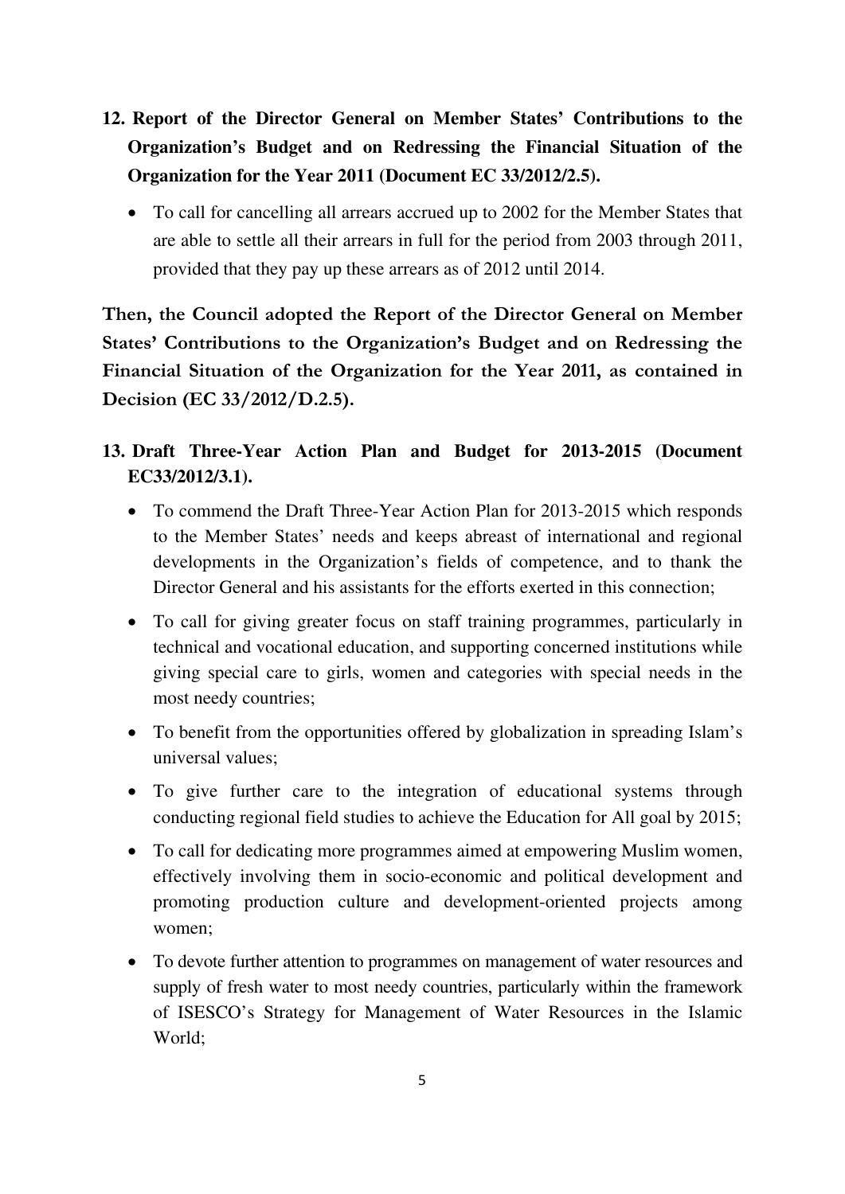**12. Report of the Director General on Member States' Contributions to the Organization's Budget and on Redressing the Financial Situation of the Organization for the Year 2011 (Document EC 33/2012/2.5).**

- To call for cancelling all arrears accrued up to 2002 for the Member States that are able to settle all their arrears in full for the period from 2003 through 2011, provided that they pay up these arrears as of 2012 until 2014.

**Then, the Council adopted the Report of the Director General on Member States' Contributions to the Organization's Budget and on Redressing the Financial Situation of the Organization for the Year 2011, as contained in Decision (EC 33/2012/D.2.5).**

**13. Draft Three-Year Action Plan and Budget for 2013-2015 (Document EC33/2012/3.1).**

- To commend the Draft Three-Year Action Plan for 2013-2015 which responds to the Member States' needs and keeps abreast of international and regional developments in the Organization's fields of competence, and to thank the Director General and his assistants for the efforts exerted in this connection;
- To call for giving greater focus on staff training programmes, particularly in technical and vocational education, and supporting concerned institutions while giving special care to girls, women and categories with special needs in the most needy countries;
- To benefit from the opportunities offered by globalization in spreading Islam's universal values;
- To give further care to the integration of educational systems through conducting regional field studies to achieve the Education for All goal by 2015;
- To call for dedicating more programmes aimed at empowering Muslim women, effectively involving them in socio-economic and political development and promoting production culture and development-oriented projects among women;
- To devote further attention to programmes on management of water resources and supply of fresh water to most needy countries, particularly within the framework of ISESCO's Strategy for Management of Water Resources in the Islamic World;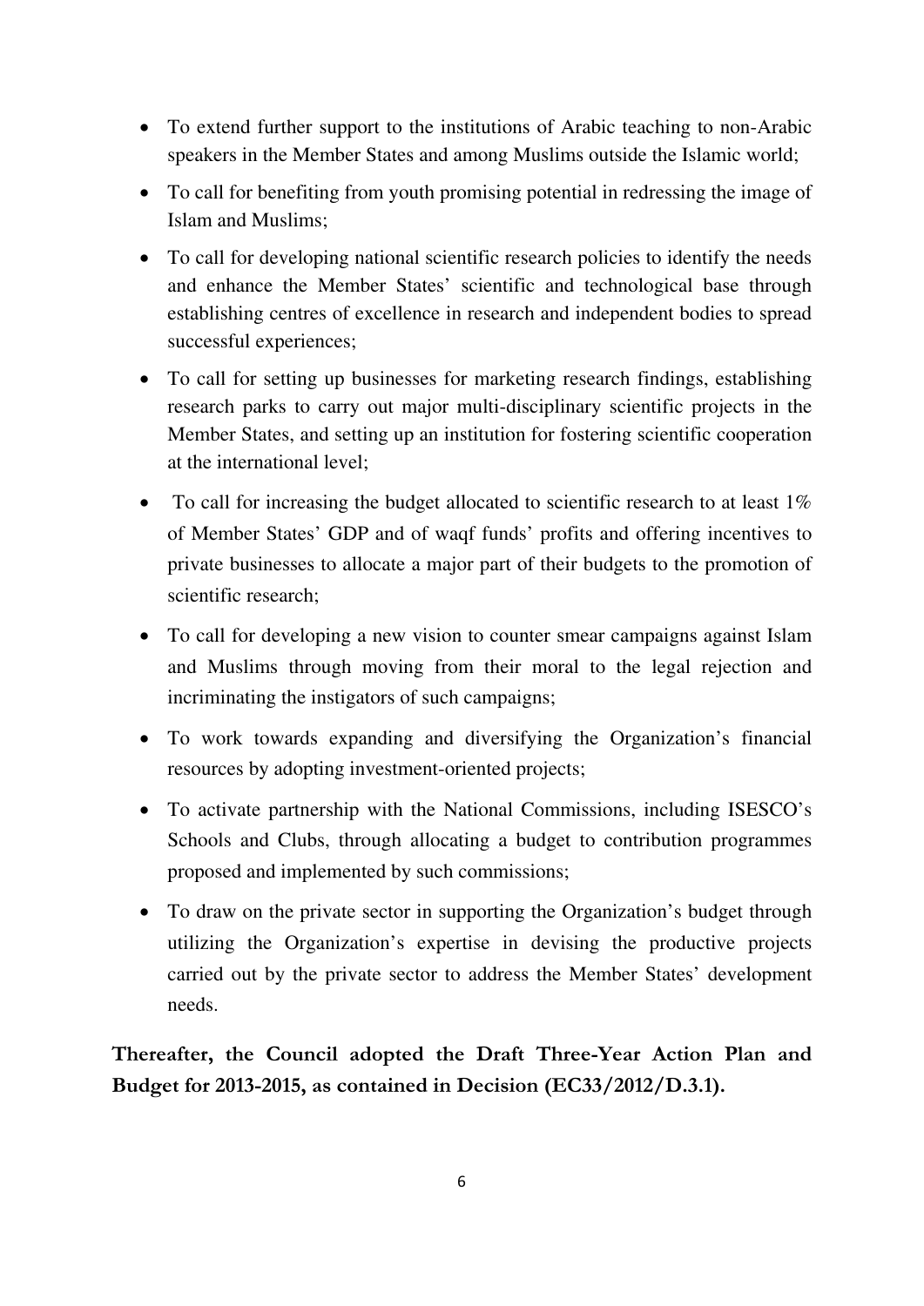- To extend further support to the institutions of Arabic teaching to non-Arabic speakers in the Member States and among Muslims outside the Islamic world;
- To call for benefiting from youth promising potential in redressing the image of Islam and Muslims;
- To call for developing national scientific research policies to identify the needs and enhance the Member States' scientific and technological base through establishing centres of excellence in research and independent bodies to spread successful experiences;
- To call for setting up businesses for marketing research findings, establishing research parks to carry out major multi-disciplinary scientific projects in the Member States, and setting up an institution for fostering scientific cooperation at the international level;
- To call for increasing the budget allocated to scientific research to at least 1% of Member States' GDP and of waqf funds' profits and offering incentives to private businesses to allocate a major part of their budgets to the promotion of scientific research;
- To call for developing a new vision to counter smear campaigns against Islam and Muslims through moving from their moral to the legal rejection and incriminating the instigators of such campaigns;
- To work towards expanding and diversifying the Organization's financial resources by adopting investment-oriented projects;
- To activate partnership with the National Commissions, including ISESCO's Schools and Clubs, through allocating a budget to contribution programmes proposed and implemented by such commissions;
- To draw on the private sector in supporting the Organization's budget through utilizing the Organization's expertise in devising the productive projects carried out by the private sector to address the Member States' development needs.

**Thereafter, the Council adopted the Draft Three-Year Action Plan and Budget for 2013-2015, as contained in Decision (EC33/2012/D.3.1).**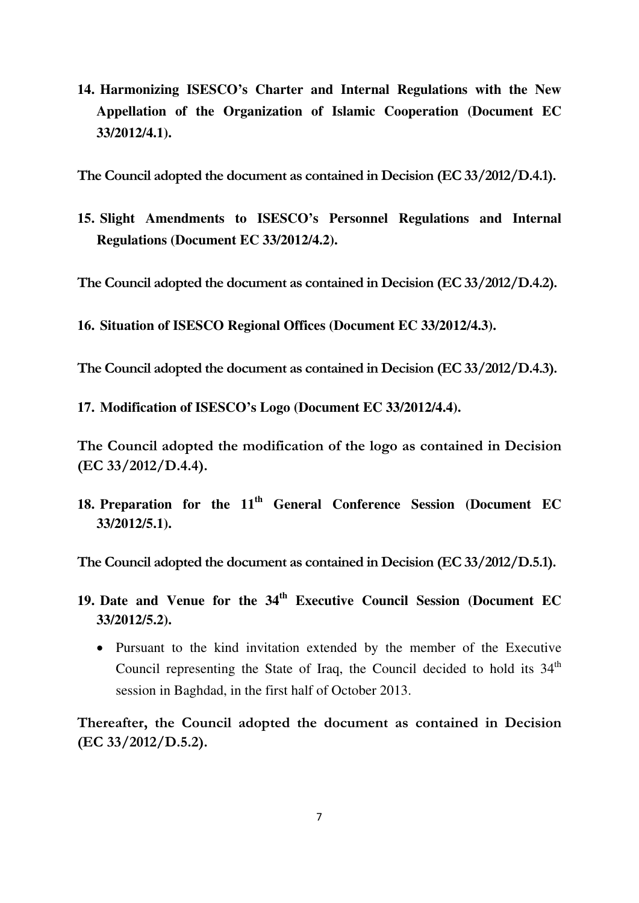**14. Harmonizing ISESCO's Charter and Internal Regulations with the New Appellation of the Organization of Islamic Cooperation (Document EC 33/2012/4.1).**

**The Council adopted the document as contained in Decision (EC 33/2012/D.4.1).**

**15. Slight Amendments to ISESCO's Personnel Regulations and Internal Regulations (Document EC 33/2012/4.2).**

**The Council adopted the document as contained in Decision (EC 33/2012/D.4.2).**

**16. Situation of ISESCO Regional Offices (Document EC 33/2012/4.3).**

**The Council adopted the document as contained in Decision (EC 33/2012/D.4.3).**

**17. Modification of ISESCO's Logo (Document EC 33/2012/4.4).**

**The Council adopted the modification of the logo as contained in Decision (EC 33/2012/D.4.4).**

**18. Preparation for the 11th General Conference Session (Document EC 33/2012/5.1).**

**The Council adopted the document as contained in Decision (EC 33/2012/D.5.1).**

**19. Date and Venue for the 34th Executive Council Session (Document EC 33/2012/5.2).**

- Pursuant to the kind invitation extended by the member of the Executive Council representing the State of Iraq, the Council decided to hold its 34th session in Baghdad, in the first half of October 2013.

**Thereafter, the Council adopted the document as contained in Decision (EC 33/2012/D.5.2).**